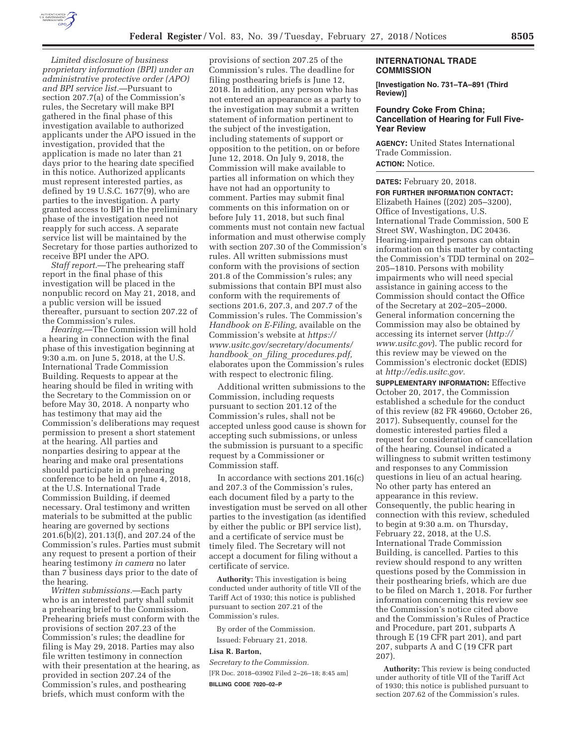*Limited disclosure of business proprietary information (BPI) under an administrative protective order (APO) and BPI service list.*—Pursuant to section 207.7(a) of the Commission's rules, the Secretary will make BPI gathered in the final phase of this investigation available to authorized applicants under the APO issued in the investigation, provided that the application is made no later than 21 days prior to the hearing date specified in this notice. Authorized applicants must represent interested parties, as defined by 19 U.S.C. 1677(9), who are parties to the investigation. A party granted access to BPI in the preliminary phase of the investigation need not reapply for such access. A separate service list will be maintained by the Secretary for those parties authorized to receive BPI under the APO.

*Staff report.*—The prehearing staff report in the final phase of this investigation will be placed in the nonpublic record on May 21, 2018, and a public version will be issued thereafter, pursuant to section 207.22 of the Commission's rules.

*Hearing.*—The Commission will hold a hearing in connection with the final phase of this investigation beginning at 9:30 a.m. on June 5, 2018, at the U.S. International Trade Commission Building. Requests to appear at the hearing should be filed in writing with the Secretary to the Commission on or before May 30, 2018. A nonparty who has testimony that may aid the Commission's deliberations may request permission to present a short statement at the hearing. All parties and nonparties desiring to appear at the hearing and make oral presentations should participate in a prehearing conference to be held on June 4, 2018, at the U.S. International Trade Commission Building, if deemed necessary. Oral testimony and written materials to be submitted at the public hearing are governed by sections 201.6(b)(2), 201.13(f), and 207.24 of the Commission's rules. Parties must submit any request to present a portion of their hearing testimony *in camera* no later than 7 business days prior to the date of the hearing.

*Written submissions.*—Each party who is an interested party shall submit a prehearing brief to the Commission. Prehearing briefs must conform with the provisions of section 207.23 of the Commission's rules; the deadline for filing is May 29, 2018. Parties may also file written testimony in connection with their presentation at the hearing, as provided in section 207.24 of the Commission's rules, and posthearing briefs, which must conform with the provisions of section 207.25 of the Commission's rules. The deadline for filing posthearing briefs is June 12, 2018. In addition, any person who has not entered an appearance as a party to the investigation may submit a written statement of information pertinent to the subject of the investigation, including statements of support or opposition to the petition, on or before June 12, 2018. On July 9, 2018, the Commission will make available to parties all information on which they have not had an opportunity to comment. Parties may submit final comments on this information on or before July 11, 2018, but such final comments must not contain new factual information and must otherwise comply with section 207.30 of the Commission's rules. All written submissions must conform with the provisions of section 201.8 of the Commission's rules; any submissions that contain BPI must also conform with the requirements of sections 201.6, 207.3, and 207.7 of the Commission's rules. The Commission's *Handbook on E-Filing,* available on the Commission's website at *https://www.usitc.gov/secretary/documents/handbook_on_filing_procedures.pdf,* elaborates upon the Commission's rules with respect to electronic filing.

Additional written submissions to the Commission, including requests pursuant to section 201.12 of the Commission's rules, shall not be accepted unless good cause is shown for accepting such submissions, or unless the submission is pursuant to a specific request by a Commissioner or Commission staff.

In accordance with sections 201.16(c) and 207.3 of the Commission's rules, each document filed by a party to the investigation must be served on all other parties to the investigation (as identified by either the public or BPI service list), and a certificate of service must be timely filed. The Secretary will not accept a document for filing without a certificate of service.

**Authority:** This investigation is being conducted under authority of title VII of the Tariff Act of 1930; this notice is published pursuant to section 207.21 of the Commission's rules.

By order of the Commission.

Issued: February 21, 2018.

**Lisa R. Barton,**

*Secretary to the Commission.*

[FR Doc. 2018–03902 Filed 2–26–18; 8:45 am]

**BILLING CODE 7020–02–P**

## INTERNATIONAL TRADE COMMISSION

**[Investigation No. 731–TA–891 (Third Review)]**

### Foundry Coke From China; Cancellation of Hearing for Full Five-Year Review

**AGENCY:** United States International Trade Commission.

**ACTION:** Notice.

**DATES:** February 20, 2018.

**FOR FURTHER INFORMATION CONTACT:** Elizabeth Haines ((202) 205–3200), Office of Investigations, U.S. International Trade Commission, 500 E Street SW, Washington, DC 20436. Hearing-impaired persons can obtain information on this matter by contacting the Commission's TDD terminal on 202–205–1810. Persons with mobility impairments who will need special assistance in gaining access to the Commission should contact the Office of the Secretary at 202–205–2000. General information concerning the Commission may also be obtained by accessing its internet server (*http://www.usitc.gov*). The public record for this review may be viewed on the Commission's electronic docket (EDIS) at *http://edis.usitc.gov.*

**SUPPLEMENTARY INFORMATION:** Effective October 20, 2017, the Commission established a schedule for the conduct of this review (82 FR 49660, October 26, 2017). Subsequently, counsel for the domestic interested parties filed a request for consideration of cancellation of the hearing. Counsel indicated a willingness to submit written testimony and responses to any Commission questions in lieu of an actual hearing. No other party has entered an appearance in this review. Consequently, the public hearing in connection with this review, scheduled to begin at 9:30 a.m. on Thursday, February 22, 2018, at the U.S. International Trade Commission Building, is cancelled. Parties to this review should respond to any written questions posed by the Commission in their posthearing briefs, which are due to be filed on March 1, 2018. For further information concerning this review see the Commission's notice cited above and the Commission's Rules of Practice and Procedure, part 201, subparts A through E (19 CFR part 201), and part 207, subparts A and C (19 CFR part 207).

**Authority:** This review is being conducted under authority of title VII of the Tariff Act of 1930; this notice is published pursuant to section 207.62 of the Commission's rules.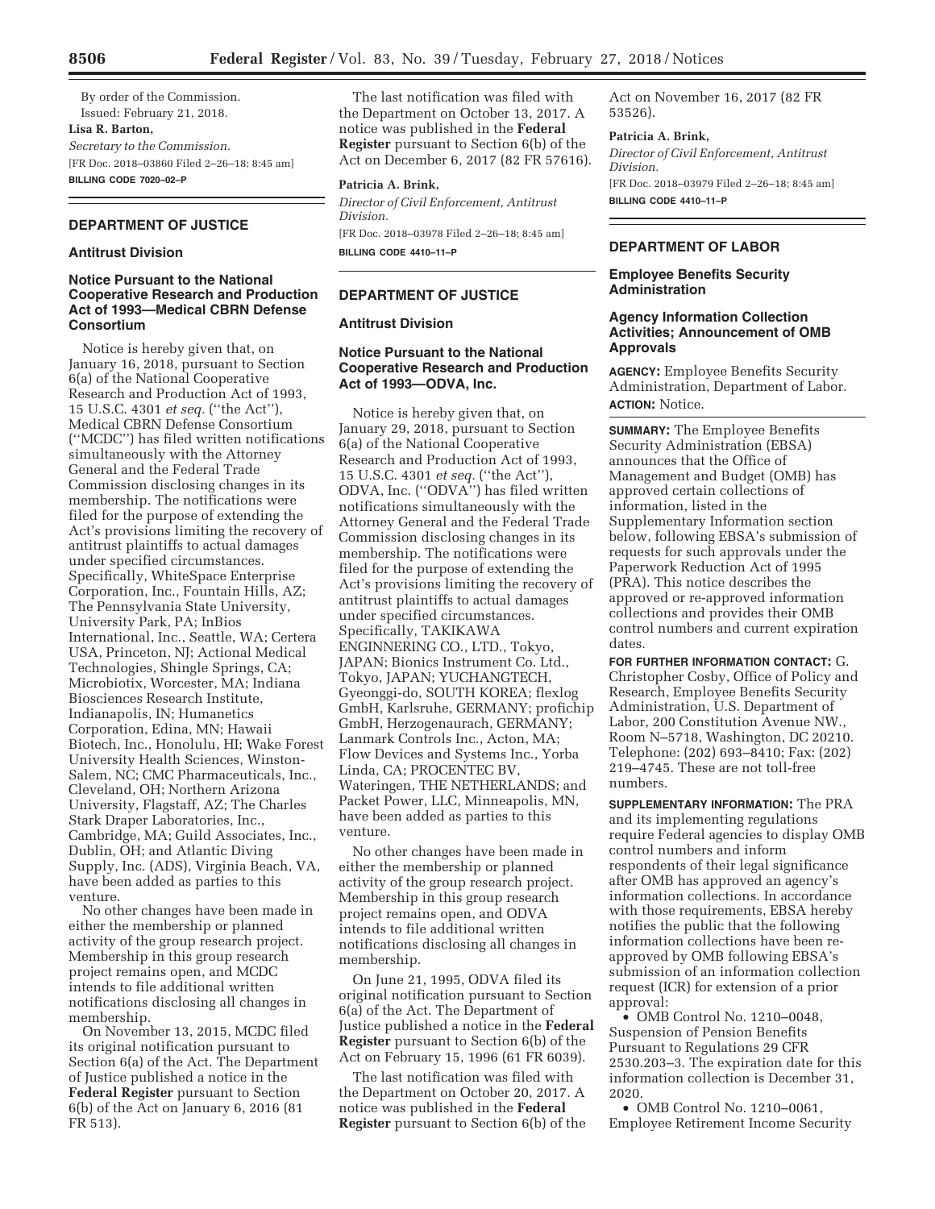By order of the Commission.

Issued: February 21, 2018.

**Lisa R. Barton,**

*Secretary to the Commission.*

[FR Doc. 2018–03860 Filed 2–26–18; 8:45 am]

**BILLING CODE 7020–02–P**

## DEPARTMENT OF JUSTICE

### Antitrust Division

### Notice Pursuant to the National Cooperative Research and Production Act of 1993—Medical CBRN Defense Consortium

Notice is hereby given that, on January 16, 2018, pursuant to Section 6(a) of the National Cooperative Research and Production Act of 1993, 15 U.S.C. 4301 *et seq.* (''the Act''), Medical CBRN Defense Consortium (''MCDC'') has filed written notifications simultaneously with the Attorney General and the Federal Trade Commission disclosing changes in its membership. The notifications were filed for the purpose of extending the Act's provisions limiting the recovery of antitrust plaintiffs to actual damages under specified circumstances. Specifically, WhiteSpace Enterprise Corporation, Inc., Fountain Hills, AZ; The Pennsylvania State University, University Park, PA; InBios International, Inc., Seattle, WA; Certera USA, Princeton, NJ; Actional Medical Technologies, Shingle Springs, CA; Microbiotix, Worcester, MA; Indiana Biosciences Research Institute, Indianapolis, IN; Humanetics Corporation, Edina, MN; Hawaii Biotech, Inc., Honolulu, HI; Wake Forest University Health Sciences, Winston-Salem, NC; CMC Pharmaceuticals, Inc., Cleveland, OH; Northern Arizona University, Flagstaff, AZ; The Charles Stark Draper Laboratories, Inc., Cambridge, MA; Guild Associates, Inc., Dublin, OH; and Atlantic Diving Supply, Inc. (ADS), Virginia Beach, VA, have been added as parties to this venture.

No other changes have been made in either the membership or planned activity of the group research project. Membership in this group research project remains open, and MCDC intends to file additional written notifications disclosing all changes in membership.

On November 13, 2015, MCDC filed its original notification pursuant to Section 6(a) of the Act. The Department of Justice published a notice in the **Federal Register** pursuant to Section 6(b) of the Act on January 6, 2016 (81 FR 513).

The last notification was filed with the Department on October 13, 2017. A notice was published in the **Federal Register** pursuant to Section 6(b) of the Act on December 6, 2017 (82 FR 57616).

**Patricia A. Brink,**

*Director of Civil Enforcement, Antitrust Division.*

[FR Doc. 2018–03978 Filed 2–26–18; 8:45 am]

**BILLING CODE 4410–11–P**

## DEPARTMENT OF JUSTICE

### Antitrust Division

### Notice Pursuant to the National Cooperative Research and Production Act of 1993—ODVA, Inc.

Notice is hereby given that, on January 29, 2018, pursuant to Section 6(a) of the National Cooperative Research and Production Act of 1993, 15 U.S.C. 4301 *et seq.* (''the Act''), ODVA, Inc. (''ODVA'') has filed written notifications simultaneously with the Attorney General and the Federal Trade Commission disclosing changes in its membership. The notifications were filed for the purpose of extending the Act's provisions limiting the recovery of antitrust plaintiffs to actual damages under specified circumstances. Specifically, TAKIKAWA ENGINNERING CO., LTD., Tokyo, JAPAN; Bionics Instrument Co. Ltd., Tokyo, JAPAN; YUCHANGTECH, Gyeonggi-do, SOUTH KOREA; flexlog GmbH, Karlsruhe, GERMANY; profichip GmbH, Herzogenaurach, GERMANY; Lanmark Controls Inc., Acton, MA; Flow Devices and Systems Inc., Yorba Linda, CA; PROCENTEC BV, Wateringen, THE NETHERLANDS; and Packet Power, LLC, Minneapolis, MN, have been added as parties to this venture.

No other changes have been made in either the membership or planned activity of the group research project. Membership in this group research project remains open, and ODVA intends to file additional written notifications disclosing all changes in membership.

On June 21, 1995, ODVA filed its original notification pursuant to Section 6(a) of the Act. The Department of Justice published a notice in the **Federal Register** pursuant to Section 6(b) of the Act on February 15, 1996 (61 FR 6039).

The last notification was filed with the Department on October 20, 2017. A notice was published in the **Federal Register** pursuant to Section 6(b) of the Act on November 16, 2017 (82 FR 53526).

**Patricia A. Brink,**

*Director of Civil Enforcement, Antitrust Division.*

[FR Doc. 2018–03979 Filed 2–26–18; 8:45 am]

**BILLING CODE 4410–11–P**

## DEPARTMENT OF LABOR

### Employee Benefits Security Administration

### Agency Information Collection Activities; Announcement of OMB Approvals

**AGENCY:** Employee Benefits Security Administration, Department of Labor.

**ACTION:** Notice.

**SUMMARY:** The Employee Benefits Security Administration (EBSA) announces that the Office of Management and Budget (OMB) has approved certain collections of information, listed in the Supplementary Information section below, following EBSA's submission of requests for such approvals under the Paperwork Reduction Act of 1995 (PRA). This notice describes the approved or re-approved information collections and provides their OMB control numbers and current expiration dates.

**FOR FURTHER INFORMATION CONTACT:** G. Christopher Cosby, Office of Policy and Research, Employee Benefits Security Administration, U.S. Department of Labor, 200 Constitution Avenue NW., Room N–5718, Washington, DC 20210. Telephone: (202) 693–8410; Fax: (202) 219–4745. These are not toll-free numbers.

**SUPPLEMENTARY INFORMATION:** The PRA and its implementing regulations require Federal agencies to display OMB control numbers and inform respondents of their legal significance after OMB has approved an agency's information collections. In accordance with those requirements, EBSA hereby notifies the public that the following information collections have been re-approved by OMB following EBSA's submission of an information collection request (ICR) for extension of a prior approval:

- OMB Control No. 1210–0048, Suspension of Pension Benefits Pursuant to Regulations 29 CFR 2530.203–3. The expiration date for this information collection is December 31, 2020.
- OMB Control No. 1210–0061, Employee Retirement Income Security